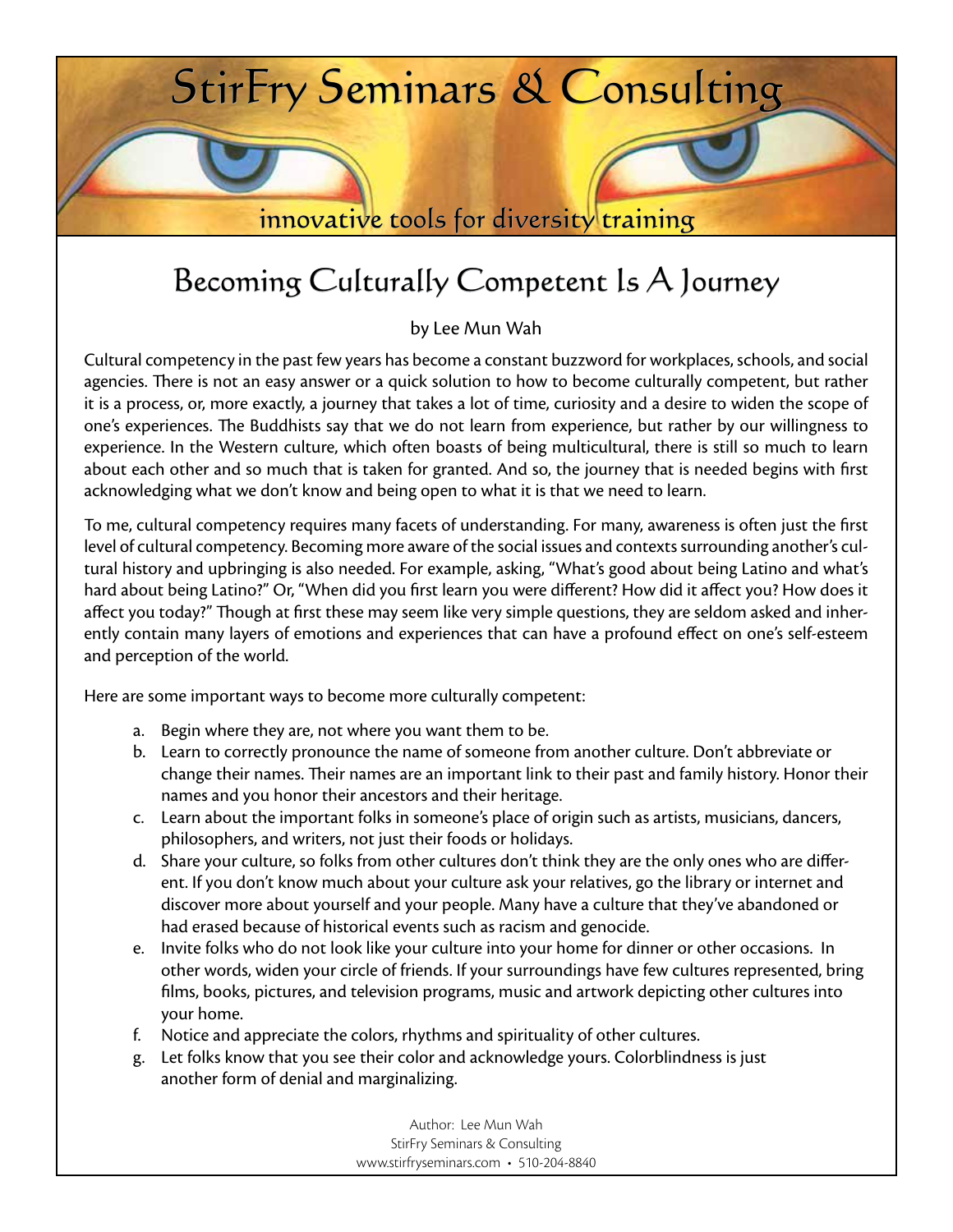# StirFry Seminars & Consulting

innovative tools for diversity training

## Becoming Culturally Competent Is A Journey

by Lee Mun Wah

Cultural competency in the past few years has become a constant buzzword for workplaces, schools, and social agencies. There is not an easy answer or a quick solution to how to become culturally competent, but rather it is a process, or, more exactly, a journey that takes a lot of time, curiosity and a desire to widen the scope of one's experiences. The Buddhists say that we do not learn from experience, but rather by our willingness to experience. In the Western culture, which often boasts of being multicultural, there is still so much to learn about each other and so much that is taken for granted. And so, the journey that is needed begins with first acknowledging what we don't know and being open to what it is that we need to learn.

To me, cultural competency requires many facets of understanding. For many, awareness is often just the first level of cultural competency. Becoming more aware of the social issues and contexts surrounding another's cultural history and upbringing is also needed. For example, asking, "What's good about being Latino and what's hard about being Latino?" Or, "When did you first learn you were different? How did it affect you? How does it affect you today?" Though at first these may seem like very simple questions, they are seldom asked and inherently contain many layers of emotions and experiences that can have a profound effect on one's self-esteem and perception of the world.

Here are some important ways to become more culturally competent:

a. Begin where they are, not where you want them to be.
b. Learn to correctly pronounce the name of someone from another culture. Don't abbreviate or change their names. Their names are an important link to their past and family history. Honor their names and you honor their ancestors and their heritage.
c. Learn about the important folks in someone's place of origin such as artists, musicians, dancers, philosophers, and writers, not just their foods or holidays.
d. Share your culture, so folks from other cultures don't think they are the only ones who are different. If you don't know much about your culture ask your relatives, go the library or internet and discover more about yourself and your people. Many have a culture that they've abandoned or had erased because of historical events such as racism and genocide.
e. Invite folks who do not look like your culture into your home for dinner or other occasions. In other words, widen your circle of friends. If your surroundings have few cultures represented, bring films, books, pictures, and television programs, music and artwork depicting other cultures into your home.
f. Notice and appreciate the colors, rhythms and spirituality of other cultures.
g. Let folks know that you see their color and acknowledge yours. Colorblindness is just another form of denial and marginalizing.

Author: Lee Mun Wah
StirFry Seminars & Consulting
www.stirfryseminars.com • 510-204-8840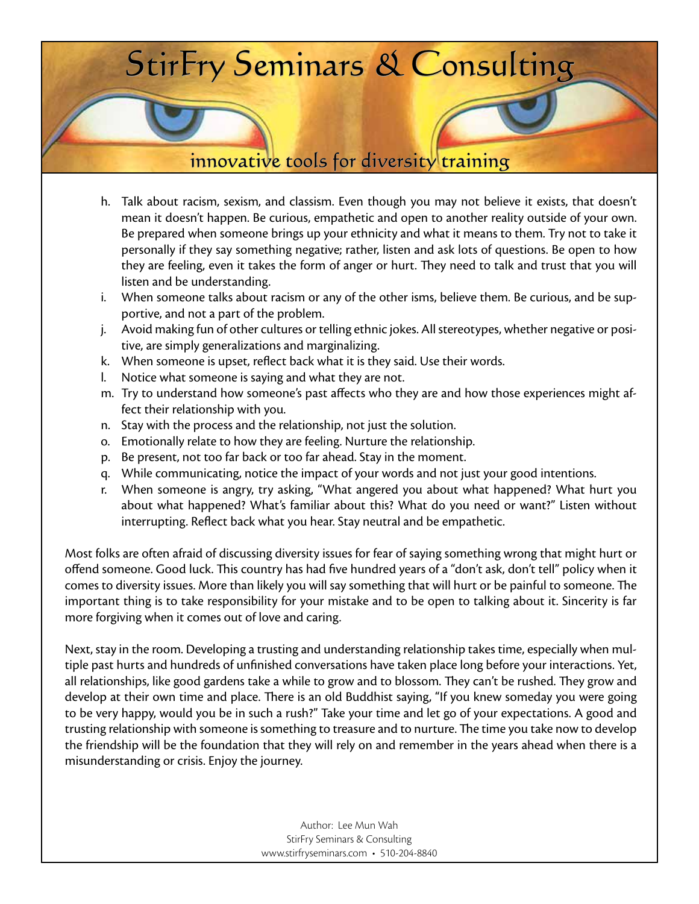h. Talk about racism, sexism, and classism. Even though you may not believe it exists, that doesn't mean it doesn't happen. Be curious, empathetic and open to another reality outside of your own. Be prepared when someone brings up your ethnicity and what it means to them. Try not to take it personally if they say something negative; rather, listen and ask lots of questions. Be open to how they are feeling, even it takes the form of anger or hurt. They need to talk and trust that you will listen and be understanding.
i. When someone talks about racism or any of the other isms, believe them. Be curious, and be supportive, and not a part of the problem.
j. Avoid making fun of other cultures or telling ethnic jokes. All stereotypes, whether negative or positive, are simply generalizations and marginalizing.
k. When someone is upset, reflect back what it is they said. Use their words.
l. Notice what someone is saying and what they are not.
m. Try to understand how someone's past affects who they are and how those experiences might affect their relationship with you.
n. Stay with the process and the relationship, not just the solution.
o. Emotionally relate to how they are feeling. Nurture the relationship.
p. Be present, not too far back or too far ahead. Stay in the moment.
q. While communicating, notice the impact of your words and not just your good intentions.
r. When someone is angry, try asking, "What angered you about what happened? What hurt you about what happened? What's familiar about this? What do you need or want?" Listen without interrupting. Reflect back what you hear. Stay neutral and be empathetic.

Most folks are often afraid of discussing diversity issues for fear of saying something wrong that might hurt or offend someone. Good luck. This country has had five hundred years of a "don't ask, don't tell" policy when it comes to diversity issues. More than likely you will say something that will hurt or be painful to someone. The important thing is to take responsibility for your mistake and to be open to talking about it. Sincerity is far more forgiving when it comes out of love and caring.

Next, stay in the room. Developing a trusting and understanding relationship takes time, especially when multiple past hurts and hundreds of unfinished conversations have taken place long before your interactions. Yet, all relationships, like good gardens take a while to grow and to blossom. They can't be rushed. They grow and develop at their own time and place. There is an old Buddhist saying, "If you knew someday you were going to be very happy, would you be in such a rush?" Take your time and let go of your expectations. A good and trusting relationship with someone is something to treasure and to nurture. The time you take now to develop the friendship will be the foundation that they will rely on and remember in the years ahead when there is a misunderstanding or crisis. Enjoy the journey.

Author: Lee Mun Wah
StirFry Seminars & Consulting
www.stirfryseminars.com • 510-204-8840